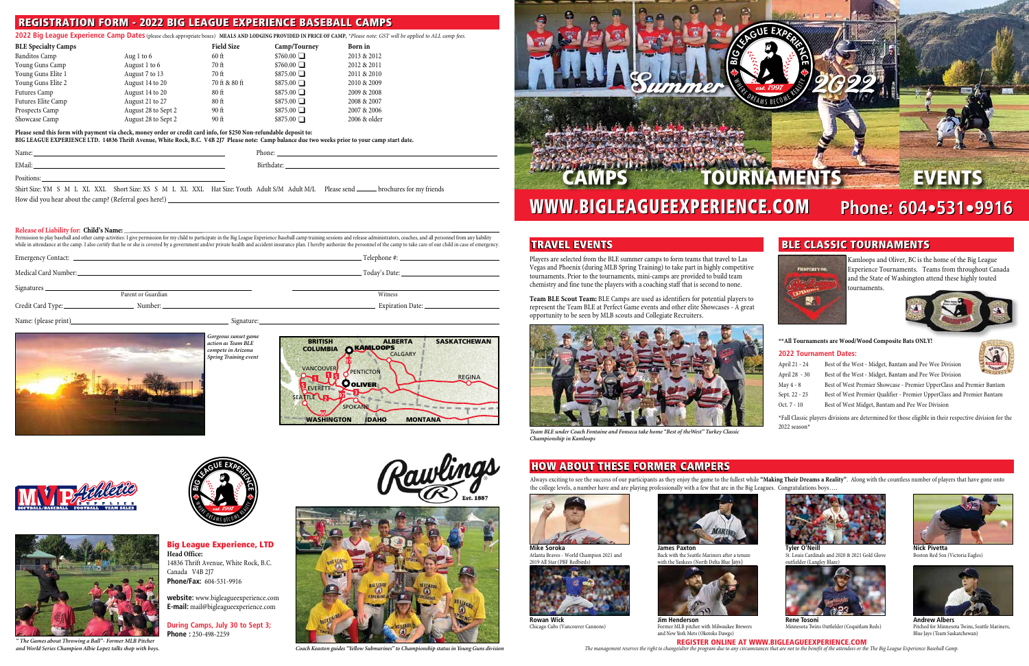## REGISTRATION FORM - 2022 BIG LEAGUE EXPERIENCE BASEBALL CAMPS

**2022 Big League Experience Camp Dates** (please check appropriate boxes) **MEALS AND LODGING PROVIDED IN PRICE OF CAMP.** *\*Please note: GST will be applied to ALL camp fees.*

| BLE Specialty Camps | | Field Size | Camp/Tourney | Born in |
|---|---|---|---|---|
| Banditos Camp | Aug 1 to 6 | 60 ft | $760.00 ☐ | 2013 & 2012 |
| Young Guns Camp | August 1 to 6 | 70 ft | $760.00 ☐ | 2012 & 2011 |
| Young Guns Elite 1 | August 7 to 13 | 70 ft | $875.00 ☐ | 2011 & 2010 |
| Young Guns Elite 2 | August 14 to 20 | 70 ft & 80 ft | $875.00 ☐ | 2010 & 2009 |
| Futures Camp | August 14 to 20 | 80 ft | $875.00 ☐ | 2009 & 2008 |
| Futures Elite Camp | August 21 to 27 | 80 ft | $875.00 ☐ | 2008 & 2007 |
| Prospects Camp | August 28 to Sept 2 | 90 ft | $875.00 ☐ | 2007 & 2006 |
| Showcase Camp | August 28 to Sept 2 | 90 ft | $875.00 ☐ | 2006 & older |

**Please send this form with payment via check, money order or credit card info, for $250 Non-refundable deposit to:**
**BIG LEAGUE EXPERIENCE LTD. 14836 Thrift Avenue, White Rock, B.C. V4B 2J7 Please note: Camp balance due two weeks prior to your camp start date.**

Name: ______________________ Phone: ______________________

EMail: ______________________ Birthdate: ______________________

Positions: ______________________

Shirt Size: YM S M L XL XXL Short Size: XS S M L XL XXL Hat Size: Youth Adult S/M Adult M/L Please send ______ brochures for my friends

How did you hear about the camp? (Referral goes here!) ______________________

**Release of Liability for: Child's Name:** ______________________

Permission to play baseball and other camp activities: I give permission for my child to participate in the Big League Experience Baseball camp training sessions and release administrators, coaches, and all personnel from any liability while in attendance at the camp. I also certify that he or she is covered by a government and/or private health and accident insurance plan. I hereby authorize the personnel of the camp to take care of our child in case of emergency.

Emergency Contact: ______________________ Telephone #: ______________________

Medical Card Number: ______________________ Today's Date: ______________________

Signatures ______________________ (Parent or Guardian) ______________________ (Witness)

Credit Card Type: __________ Number: ______________________ Expiration Date: __________

Name: (please print) ______________________ Signature: ______________________

*Gorgeous sunset game action as Team BLE compete in Arizona Spring Training event*

BRITISH COLUMBIA · ALBERTA · SASKATCHEWAN · KAMLOOPS · CALGARY · VANCOUVER · PENTICTON · OLIVER · REGINA · EVERETT · SEATTLE · SPOKANE · WASHINGTON · IDAHO · MONTANA

*"The Games about Throwing a Ball" - Former MLB Pitcher and World Series Champion Albie Lopez talks shop with boys.*

### Big League Experience, LTD

**Head Office:**
14836 Thrift Avenue, White Rock, B.C.
Canada V4B 2J7
**Phone/Fax:** 604-531-9916

**website:** www.bigleagueexperience.com
**E-mail:** mail@bigleagueexperience.com

**During Camps, July 30 to Sept 3;**
**Phone :** 250-498-2259

*Coach Keaston guides "Yellow Submarines" to Championship status in Young Guns division*

Summer 2022 — CAMPS · TOURNAMENTS · EVENTS

# WWW.BIGLEAGUEEXPERIENCE.COM Phone: 604•531•9916

## TRAVEL EVENTS

Players are selected from the BLE summer camps to form teams that travel to Las Vegas and Phoenix (during MLB Spring Training) to take part in highly competitive tournaments. Prior to the tournaments, mini-camps are provided to build team chemistry and fine tune the players with a coaching staff that is second to none.

**Team BLE Scout Team:** BLE Camps are used as identifiers for potential players to represent the Team BLE at Perfect Game events and other elite Showcases - A great opportunity to be seen by MLB scouts and Collegiate Recruiters.

*Team BLE under Coach Fontaine and Fonseca take home "Best of theWest" Turkey Classic Championship in Kamloops*

## BLE CLASSIC TOURNAMENTS

Kamloops and Oliver, BC is the home of the Big League Experience Tournaments. Teams from throughout Canada and the State of Washington attend these highly touted tournaments.

**\*\*All Tournaments are Wood/Wood Composite Bats ONLY!**

### 2022 Tournament Dates:

| | |
|---|---|
| April 21 - 24 | Best of the West - Midget, Bantam and Pee Wee Division |
| April 28 - 30 | Best of the West - Midget, Bantam and Pee Wee Division |
| May 4 - 8 | Best of West Premier Showcase - Premier UpperClass and Premier Bantam |
| Sept. 22 - 25 | Best of West Premier Qualifier - Premier UpperClass and Premier Bantam |
| Oct. 7 - 10 | Best of West Midget, Bantam and Pee Wee Division |

\*Fall Classic players divisions are determined for those eligible in their respective division for the 2022 season\*

## HOW ABOUT THESE FORMER CAMPERS

Always exciting to see the success of our participants as they enjoy the game to the fullest while **"Making Their Dreams a Reality"**. Along with the countless number of players that have gone onto the college levels, a number have and are playing professionally with a few that are in the Big Leagues. Congratulations boys…..

**Mike Soroka**
Atlanta Braves - World Champion 2021 and 2019 All Star (PBF Redbirds)

**James Paxton**
Back with the Seattle Mariners after a tenure with the Yankees (North Delta Blue Jays)

**Tyler O'Neill**
St. Louis Cardinals and 2020 & 2021 Gold Glove outfielder (Langley Blaze)

**Nick Pivetta**
Boston Red Sox (Victoria Eagles)

**Rowan Wick**
Chicago Cubs (Vancouver Cannons)

**Jim Henderson**
Former MLB pitcher with Milwaukee Brewers and New York Mets (Okotoks Dawgs)

**Rene Tosoni**
Minnesota Twins Outfielder (Coquitlam Reds)

**Andrew Albers**
Pitched for Minnesota Twins, Seattle Mariners, Blue Jays (Team Saskatchewan)

**REGISTER ONLINE AT WWW.BIGLEAGUEEXPERIENCE.COM**

*The management reserves the right to change/alter the program due to any circumstances that are not to the benefit of the attendees or the The Big League Experience Baseball Camp.*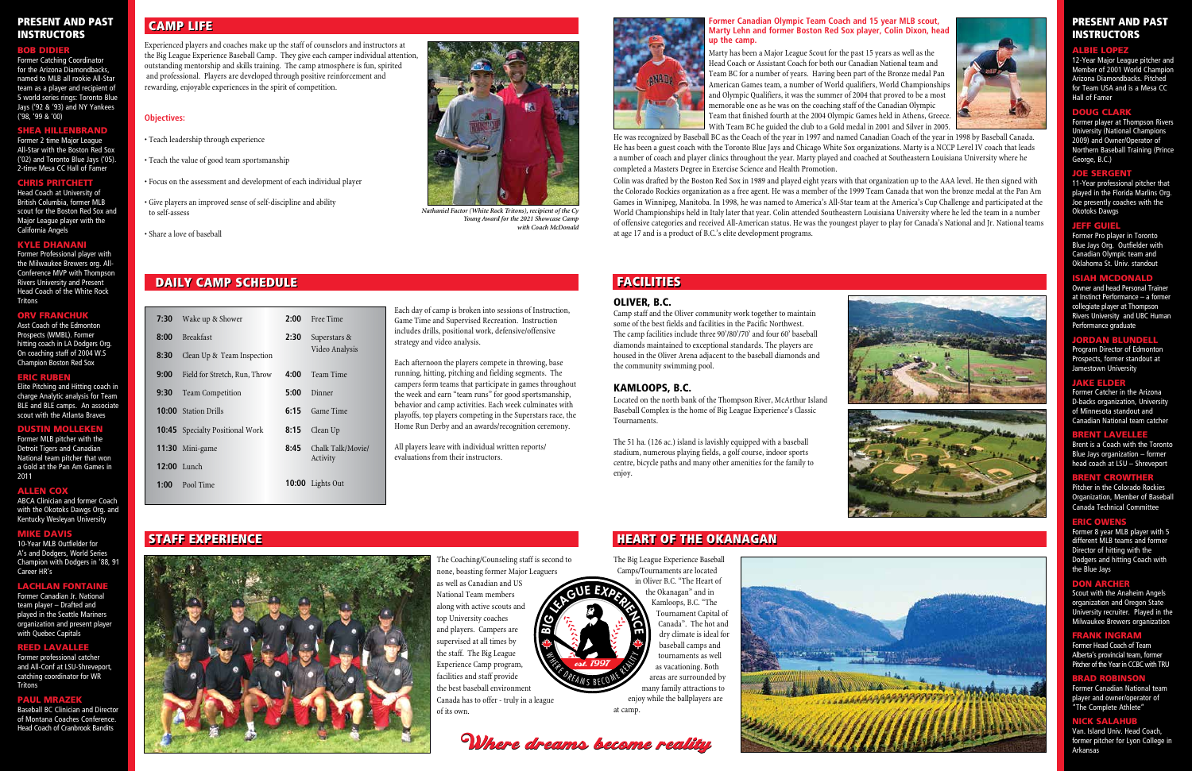## PRESENT AND PAST INSTRUCTORS

**BOB DIDIER**
Former Catching Coordinator for the Arizona Diamondbacks, named to MLB all rookie All-Star team as a player and recipient of 5 world series rings: Toronto Blue Jays ('92 & '93) and NY Yankees ('98, '99 & '00)

**SHEA HILLENBRAND**
Former 2 time Major League All-Star with the Boston Red Sox ('02) and Toronto Blue Jays ('05). 2-time Mesa CC Hall of Famer

**CHRIS PRITCHETT**
Head Coach at University of British Columbia, former MLB scout for the Boston Red Sox and Major League player with the California Angels

**KYLE DHANANI**
Former Professional player with the Milwaukee Brewers org. All-Conference MVP with Thompson Rivers University and Present Head Coach of the White Rock Tritons

**ORV FRANCHUK**
Asst Coach of the Edmonton Prospects (WMBL). Former hitting coach in LA Dodgers Org. On coaching staff of 2004 W.S Champion Boston Red Sox

**ERIC RUBEN**
Elite Pitching and Hitting coach in charge Analytic analysis for Team BLE and BLE camps. An associate scout with the Atlanta Braves

**DUSTIN MOLLEKEN**
Former MLB pitcher with the Detroit Tigers and Canadian National team pitcher that won a Gold at the Pan Am Games in 2011

**ALLEN COX**
ABCA Clinician and former Coach with the Okotoks Dawgs Org. and Kentucky Wesleyan University

**MIKE DAVIS**
10-Year MLB Outfielder for A's and Dodgers, World Series Champion with Dodgers in '88, 91 Career HR's

**LACHLAN FONTAINE**
Former Canadian Jr. National team player – Drafted and played in the Seattle Mariners organization and present player with Quebec Capitals

**REED LAVALLEE**
Former professional catcher and All-Conf at LSU-Shreveport, catching coordinator for WR Tritons

**PAUL MRAZEK**
Baseball BC Clinician and Director of Montana Coaches Conference. Head Coach of Cranbrook Bandits

## CAMP LIFE

Experienced players and coaches make up the staff of counselors and instructors at the Big League Experience Baseball Camp. They give each camper individual attention, outstanding mentorship and skills training. The camp atmosphere is fun, spirited and professional. Players are developed through positive reinforcement and rewarding, enjoyable experiences in the spirit of competition.

**Objectives:**

- Teach leadership through experience
- Teach the value of good team sportsmanship
- Focus on the assessment and development of each individual player
- Give players an improved sense of self-discipline and ability to self-assess
- Share a love of baseball

*Nathaniel Factor (White Rock Tritons), recipient of the Cy Young Award for the 2021 Showcase Camp with Coach McDonald*

## DAILY CAMP SCHEDULE

| | | | |
|---|---|---|---|
| 7:30 | Wake up & Shower | 2:00 | Free Time |
| 8:00 | Breakfast | 2:30 | Superstars & Video Analysis |
| 8:30 | Clean Up & Team Inspection | | |
| 9:00 | Field for Stretch, Run, Throw | 4:00 | Team Time |
| 9:30 | Team Competition | 5:00 | Dinner |
| 10:00 | Station Drills | 6:15 | Game Time |
| 10:45 | Specialty Positional Work | 8:15 | Clean Up |
| 11:30 | Mini-game | 8:45 | Chalk Talk/Movie/ Activity |
| 12:00 | Lunch | | |
| 1:00 | Pool Time | 10:00 | Lights Out |

Each day of camp is broken into sessions of Instruction, Game Time and Supervised Recreation. Instruction includes drills, positional work, defensive/offensive strategy and video analysis.

Each afternoon the players compete in throwing, base running, hitting, pitching and fielding segments. The campers form teams that participate in games throughout the week and earn "team runs" for good sportsmanship, behavior and camp activities. Each week culminates with playoffs, top players competing in the Superstars race, the Home Run Derby and an awards/recognition ceremony.

All players leave with individual written reports/ evaluations from their instructors.

## STAFF EXPERIENCE

The Coaching/Counseling staff is second to none, boasting former Major Leaguers as well as Canadian and US National Team members along with active scouts and top University coaches and players. Campers are supervised at all times by the staff. The Big League Experience Camp program, facilities and staff provide the best baseball environment Canada has to offer - truly in a league of its own.

BIG LEAGUE EXPERIENCE – est. 1997 – WHERE DREAMS BECOME REALITY

**Former Canadian Olympic Team Coach and 15 year MLB scout, Marty Lehn and former Boston Red Sox player, Colin Dixon, head up the camp.**

Marty has been a Major League Scout for the past 15 years as well as the Head Coach or Assistant Coach for both our Canadian National team and Team BC for a number of years. Having been part of the Bronze medal Pan American Games team, a number of World qualifiers, World Championships and Olympic Qualifiers, it was the summer of 2004 that proved to be a most memorable one as he was on the coaching staff of the Canadian Olympic Team that finished fourth at the 2004 Olympic Games held in Athens, Greece. With Team BC he guided the club to a Gold medal in 2001 and Silver in 2005. He was recognized by Baseball BC as the Coach of the year in 1997 and named Canadian Coach of the year in 1998 by Baseball Canada. He has been a guest coach with the Toronto Blue Jays and Chicago White Sox organizations. Marty is a NCCP Level IV coach that leads a number of coach and player clinics throughout the year. Marty played and coached at Southeastern Louisiana University where he completed a Masters Degree in Exercise Science and Health Promotion.

Colin was drafted by the Boston Red Sox in 1989 and played eight years with that organization up to the AAA level. He then signed with the Colorado Rockies organization as a free agent. He was a member of the 1999 Team Canada that won the bronze medal at the Pan Am Games in Winnipeg, Manitoba. In 1998, he was named to America's All-Star team at the America's Cup Challenge and participated at the World Championships held in Italy later that year. Colin attended Southeastern Louisiana University where he led the team in a number of offensive categories and received All-American status. He was the youngest player to play for Canada's National and Jr. National teams at age 17 and is a product of B.C.'s elite development programs.

## FACILITIES

### OLIVER, B.C.

Camp staff and the Oliver community work together to maintain some of the best fields and facilities in the Pacific Northwest. The camp facilities include three 90'/80'/70' and four 60' baseball diamonds maintained to exceptional standards. The players are housed in the Oliver Arena adjacent to the baseball diamonds and the community swimming pool.

### KAMLOOPS, B.C.

Located on the north bank of the Thompson River, McArthur Island Baseball Complex is the home of Big League Experience's Classic Tournaments.

The 51 ha. (126 ac.) island is lavishly equipped with a baseball stadium, numerous playing fields, a golf course, indoor sports centre, bicycle paths and many other amenities for the family to enjoy.

## HEART OF THE OKANAGAN

The Big League Experience Baseball Camps/Tournaments are located in Oliver B.C. "The Heart of the Okanagan" and in Kamloops, B.C. "The Tournament Capital of Canada". The hot and dry climate is ideal for baseball camps and tournaments as well as vacationing. Both areas are surrounded by many family attractions to enjoy while the ballplayers are at camp.

*Where dreams become reality*

## PRESENT AND PAST INSTRUCTORS

**ALBIE LOPEZ**
12-Year Major League pitcher and Member of 2001 World Champion Arizona Diamondbacks. Pitched for Team USA and is a Mesa CC Hall of Famer

**DOUG CLARK**
Former player at Thompson Rivers University (National Champions 2009) and Owner/Operator of Northern Baseball Training (Prince George, B.C.)

**JOE SERGENT**
11-Year professional pitcher that played in the Florida Marlins Org. Joe presently coaches with the Okotoks Dawgs

**JEFF GUIEL**
Former Pro player in Toronto Blue Jays Org. Outfielder with Canadian Olympic team and Oklahoma St. Univ. standout

**ISIAH MCDONALD**
Owner and head Personal Trainer at Instinct Performance – a former collegiate player at Thompson Rivers University and UBC Human Performance graduate

**JORDAN BLUNDELL**
Program Director of Edmonton Prospects, former standout at Jamestown University

**JAKE ELDER**
Former Catcher in the Arizona D-backs organization, University of Minnesota standout and Canadian National team catcher

**BRENT LAVELLEE**
Brent is a Coach with the Toronto Blue Jays organization – former head coach at LSU – Shreveport

**BRENT CROWTHER**
Pitcher in the Colorado Rockies Organization, Member of Baseball Canada Technical Committee

**ERIC OWENS**
Former 8 year MLB player with 5 different MLB teams and former Director of hitting with the Dodgers and hitting Coach with the Blue Jays

**DON ARCHER**
Scout with the Anaheim Angels organization and Oregon State University recruiter. Played in the Milwaukee Brewers organization

**FRANK INGRAM**
Former Head Coach of Team Alberta's provincial team, former Pitcher of the Year in CCBC with TRU

**BRAD ROBINSON**
Former Canadian National team player and owner/operator of "The Complete Athlete"

**NICK SALAHUB**
Van. Island Univ. Head Coach, former pitcher for Lyon College in Arkansas